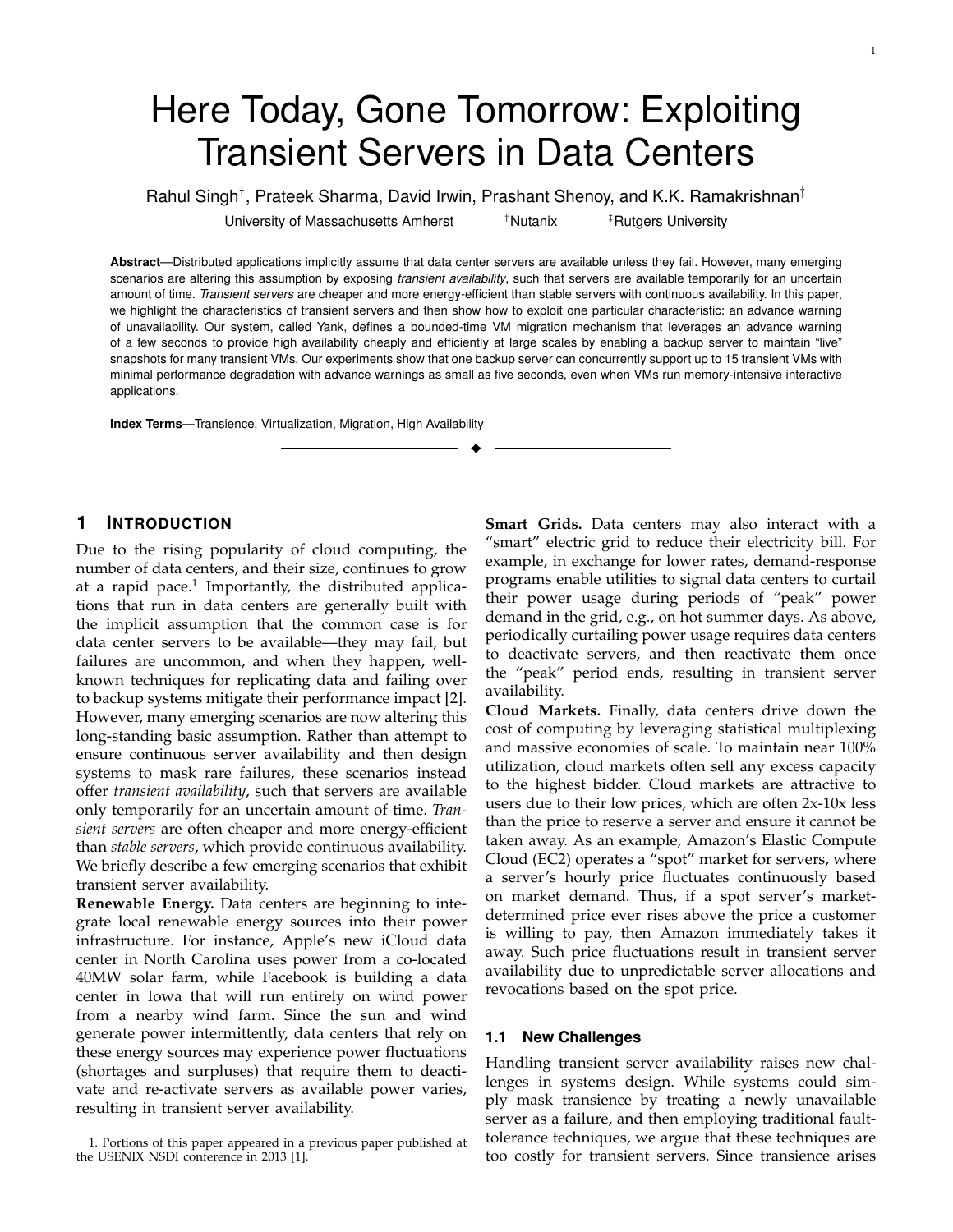# Here Today, Gone Tomorrow: Exploiting Transient Servers in Data Centers

Rahul Singh†, Prateek Sharma, David Irwin, Prashant Shenoy, and K.K. Ramakrishnan‡

University of Massachusetts Amherst †Nutanix ‡Rutgers University

**Abstract**—Distributed applications implicitly assume that data center servers are available unless they fail. However, many emerging scenarios are altering this assumption by exposing *transient availability*, such that servers are available temporarily for an uncertain amount of time. *Transient servers* are cheaper and more energy-efficient than stable servers with continuous availability. In this paper, we highlight the characteristics of transient servers and then show how to exploit one particular characteristic: an advance warning of unavailability. Our system, called Yank, defines a bounded-time VM migration mechanism that leverages an advance warning of a few seconds to provide high availability cheaply and efficiently at large scales by enabling a backup server to maintain "live" snapshots for many transient VMs. Our experiments show that one backup server can concurrently support up to 15 transient VMs with minimal performance degradation with advance warnings as small as five seconds, even when VMs run memory-intensive interactive applications.

**Index Terms**—Transience, Virtualization, Migration, High Availability

## 1 Introduction

Due to the rising popularity of cloud computing, the number of data centers, and their size, continues to grow at a rapid pace.[1] Importantly, the distributed applications that run in data centers are generally built with the implicit assumption that the common case is for data center servers to be available—they may fail, but failures are uncommon, and when they happen, well-known techniques for replicating data and failing over to backup systems mitigate their performance impact [2]. However, many emerging scenarios are now altering this long-standing basic assumption. Rather than attempt to ensure continuous server availability and then design systems to mask rare failures, these scenarios instead offer *transient availability*, such that servers are available only temporarily for an uncertain amount of time. *Transient servers* are often cheaper and more energy-efficient than *stable servers*, which provide continuous availability. We briefly describe a few emerging scenarios that exhibit transient server availability.

**Renewable Energy.** Data centers are beginning to integrate local renewable energy sources into their power infrastructure. For instance, Apple's new iCloud data center in North Carolina uses power from a co-located 40MW solar farm, while Facebook is building a data center in Iowa that will run entirely on wind power from a nearby wind farm. Since the sun and wind generate power intermittently, data centers that rely on these energy sources may experience power fluctuations (shortages and surpluses) that require them to deactivate and re-activate servers as available power varies, resulting in transient server availability.

**Smart Grids.** Data centers may also interact with a "smart" electric grid to reduce their electricity bill. For example, in exchange for lower rates, demand-response programs enable utilities to signal data centers to curtail their power usage during periods of "peak" power demand in the grid, e.g., on hot summer days. As above, periodically curtailing power usage requires data centers to deactivate servers, and then reactivate them once the "peak" period ends, resulting in transient server availability.

**Cloud Markets.** Finally, data centers drive down the cost of computing by leveraging statistical multiplexing and massive economies of scale. To maintain near 100% utilization, cloud markets often sell any excess capacity to the highest bidder. Cloud markets are attractive to users due to their low prices, which are often 2x-10x less than the price to reserve a server and ensure it cannot be taken away. As an example, Amazon's Elastic Compute Cloud (EC2) operates a "spot" market for servers, where a server's hourly price fluctuates continuously based on market demand. Thus, if a spot server's market-determined price ever rises above the price a customer is willing to pay, then Amazon immediately takes it away. Such price fluctuations result in transient server availability due to unpredictable server allocations and revocations based on the spot price.

### 1.1 New Challenges

Handling transient server availability raises new challenges in systems design. While systems could simply mask transience by treating a newly unavailable server as a failure, and then employing traditional fault-tolerance techniques, we argue that these techniques are too costly for transient servers. Since transience arises

1. Portions of this paper appeared in a previous paper published at the USENIX NSDI conference in 2013 [1].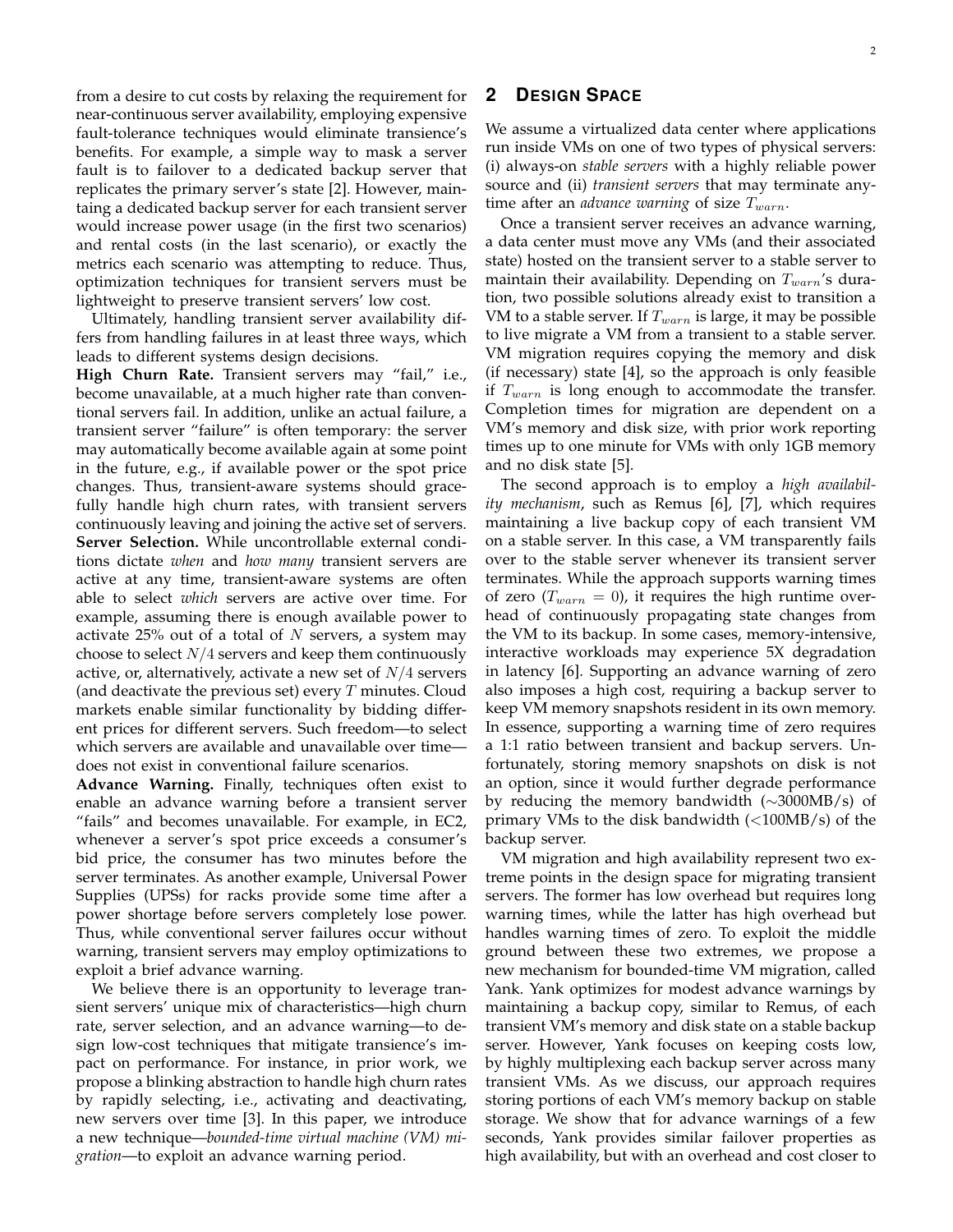from a desire to cut costs by relaxing the requirement for near-continuous server availability, employing expensive fault-tolerance techniques would eliminate transience's benefits. For example, a simple way to mask a server fault is to failover to a dedicated backup server that replicates the primary server's state [2]. However, maintaining a dedicated backup server for each transient server would increase power usage (in the first two scenarios) and rental costs (in the last scenario), or exactly the metrics each scenario was attempting to reduce. Thus, optimization techniques for transient servers must be lightweight to preserve transient servers' low cost.

Ultimately, handling transient server availability differs from handling failures in at least three ways, which leads to different systems design decisions.

**High Churn Rate.** Transient servers may "fail," i.e., become unavailable, at a much higher rate than conventional servers fail. In addition, unlike an actual failure, a transient server "failure" is often temporary: the server may automatically become available again at some point in the future, e.g., if available power or the spot price changes. Thus, transient-aware systems should gracefully handle high churn rates, with transient servers continuously leaving and joining the active set of servers.

**Server Selection.** While uncontrollable external conditions dictate *when* and *how many* transient servers are active at any time, transient-aware systems are often able to select *which* servers are active over time. For example, assuming there is enough available power to activate 25% out of a total of $N$ servers, a system may choose to select $N/4$ servers and keep them continuously active, or, alternatively, activate a new set of $N/4$ servers (and deactivate the previous set) every $T$ minutes. Cloud markets enable similar functionality by bidding different prices for different servers. Such freedom—to select which servers are available and unavailable over time—does not exist in conventional failure scenarios.

**Advance Warning.** Finally, techniques often exist to enable an advance warning before a transient server "fails" and becomes unavailable. For example, in EC2, whenever a server's spot price exceeds a consumer's bid price, the consumer has two minutes before the server terminates. As another example, Universal Power Supplies (UPSs) for racks provide some time after a power shortage before servers completely lose power. Thus, while conventional server failures occur without warning, transient servers may employ optimizations to exploit a brief advance warning.

We believe there is an opportunity to leverage transient servers' unique mix of characteristics—high churn rate, server selection, and an advance warning—to design low-cost techniques that mitigate transience's impact on performance. For instance, in prior work, we propose a blinking abstraction to handle high churn rates by rapidly selecting, i.e., activating and deactivating, new servers over time [3]. In this paper, we introduce a new technique—*bounded-time virtual machine (VM) migration*—to exploit an advance warning period.

## 2 Design Space

We assume a virtualized data center where applications run inside VMs on one of two types of physical servers: (i) always-on *stable servers* with a highly reliable power source and (ii) *transient servers* that may terminate anytime after an *advance warning* of size $T_{warn}$.

Once a transient server receives an advance warning, a data center must move any VMs (and their associated state) hosted on the transient server to a stable server to maintain their availability. Depending on $T_{warn}$'s duration, two possible solutions already exist to transition a VM to a stable server. If $T_{warn}$ is large, it may be possible to live migrate a VM from a transient to a stable server. VM migration requires copying the memory and disk (if necessary) state [4], so the approach is only feasible if $T_{warn}$ is long enough to accommodate the transfer. Completion times for migration are dependent on a VM's memory and disk size, with prior work reporting times up to one minute for VMs with only 1GB memory and no disk state [5].

The second approach is to employ a *high availability mechanism*, such as Remus [6], [7], which requires maintaining a live backup copy of each transient VM on a stable server. In this case, a VM transparently fails over to the stable server whenever its transient server terminates. While the approach supports warning times of zero ($T_{warn} = 0$), it requires the high runtime overhead of continuously propagating state changes from the VM to its backup. In some cases, memory-intensive, interactive workloads may experience 5X degradation in latency [6]. Supporting an advance warning of zero also imposes a high cost, requiring a backup server to keep VM memory snapshots resident in its own memory. In essence, supporting a warning time of zero requires a 1:1 ratio between transient and backup servers. Unfortunately, storing memory snapshots on disk is not an option, since it would further degrade performance by reducing the memory bandwidth ($\sim$3000MB/s) of primary VMs to the disk bandwidth ($<$100MB/s) of the backup server.

VM migration and high availability represent two extreme points in the design space for migrating transient servers. The former has low overhead but requires long warning times, while the latter has high overhead but handles warning times of zero. To exploit the middle ground between these two extremes, we propose a new mechanism for bounded-time VM migration, called Yank. Yank optimizes for modest advance warnings by maintaining a backup copy, similar to Remus, of each transient VM's memory and disk state on a stable backup server. However, Yank focuses on keeping costs low, by highly multiplexing each backup server across many transient VMs. As we discuss, our approach requires storing portions of each VM's memory backup on stable storage. We show that for advance warnings of a few seconds, Yank provides similar failover properties as high availability, but with an overhead and cost closer to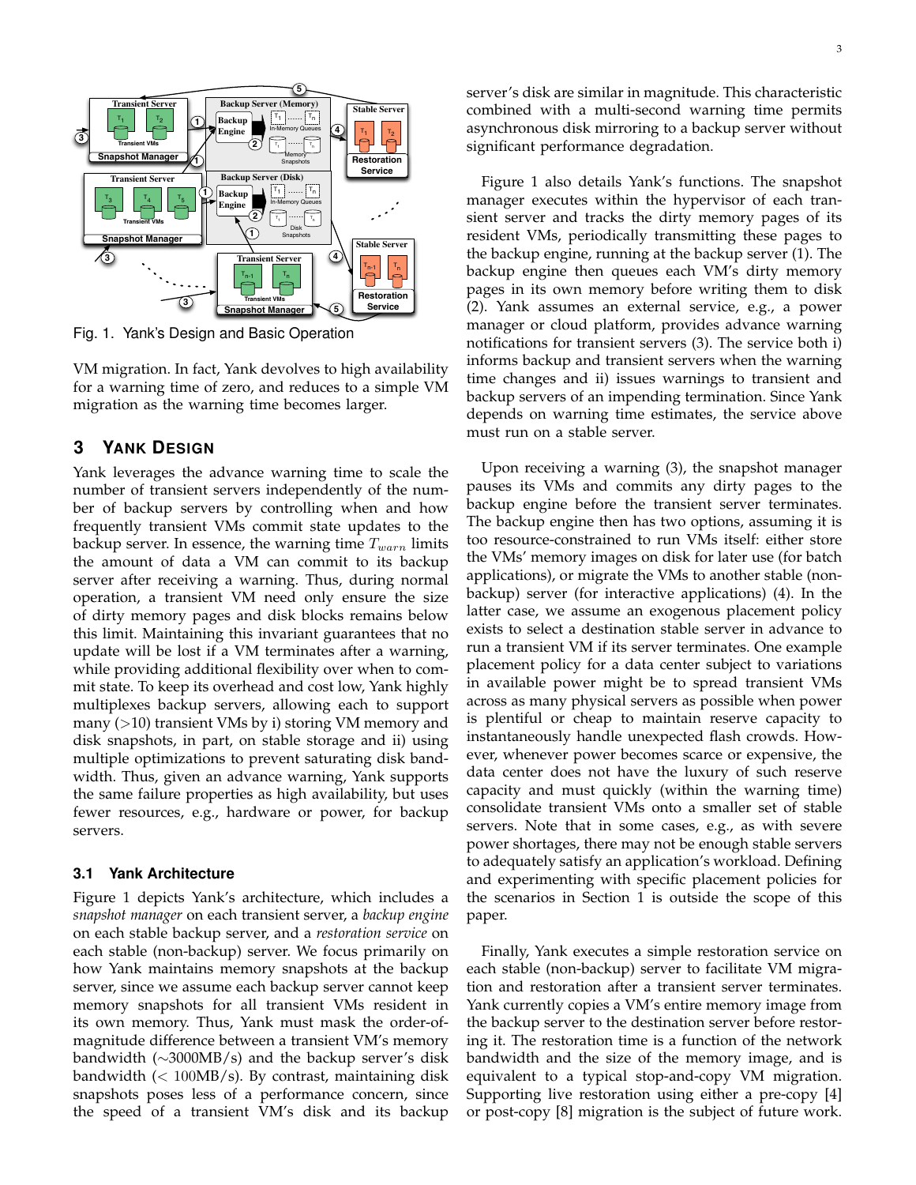Fig. 1. Yank's Design and Basic Operation

VM migration. In fact, Yank devolves to high availability for a warning time of zero, and reduces to a simple VM migration as the warning time becomes larger.

## 3 Yank Design

Yank leverages the advance warning time to scale the number of transient servers independently of the number of backup servers by controlling when and how frequently transient VMs commit state updates to the backup server. In essence, the warning time $T_{warn}$ limits the amount of data a VM can commit to its backup server after receiving a warning. Thus, during normal operation, a transient VM need only ensure the size of dirty memory pages and disk blocks remains below this limit. Maintaining this invariant guarantees that no update will be lost if a VM terminates after a warning, while providing additional flexibility over when to commit state. To keep its overhead and cost low, Yank highly multiplexes backup servers, allowing each to support many (>10) transient VMs by i) storing VM memory and disk snapshots, in part, on stable storage and ii) using multiple optimizations to prevent saturating disk bandwidth. Thus, given an advance warning, Yank supports the same failure properties as high availability, but uses fewer resources, e.g., hardware or power, for backup servers.

### 3.1 Yank Architecture

Figure 1 depicts Yank's architecture, which includes a *snapshot manager* on each transient server, a *backup engine* on each stable backup server, and a *restoration service* on each stable (non-backup) server. We focus primarily on how Yank maintains memory snapshots at the backup server, since we assume each backup server cannot keep memory snapshots for all transient VMs resident in its own memory. Thus, Yank must mask the order-of-magnitude difference between a transient VM's memory bandwidth (∼3000MB/s) and the backup server's disk bandwidth (< 100MB/s). By contrast, maintaining disk snapshots poses less of a performance concern, since the speed of a transient VM's disk and its backup server's disk are similar in magnitude. This characteristic combined with a multi-second warning time permits asynchronous disk mirroring to a backup server without significant performance degradation.

Figure 1 also details Yank's functions. The snapshot manager executes within the hypervisor of each transient server and tracks the dirty memory pages of its resident VMs, periodically transmitting these pages to the backup engine, running at the backup server (1). The backup engine then queues each VM's dirty memory pages in its own memory before writing them to disk (2). Yank assumes an external service, e.g., a power manager or cloud platform, provides advance warning notifications for transient servers (3). The service both i) informs backup and transient servers when the warning time changes and ii) issues warnings to transient and backup servers of an impending termination. Since Yank depends on warning time estimates, the service above must run on a stable server.

Upon receiving a warning (3), the snapshot manager pauses its VMs and commits any dirty pages to the backup engine before the transient server terminates. The backup engine then has two options, assuming it is too resource-constrained to run VMs itself: either store the VMs' memory images on disk for later use (for batch applications), or migrate the VMs to another stable (non-backup) server (for interactive applications) (4). In the latter case, we assume an exogenous placement policy exists to select a destination stable server in advance to run a transient VM if its server terminates. One example placement policy for a data center subject to variations in available power might be to spread transient VMs across as many physical servers as possible when power is plentiful or cheap to maintain reserve capacity to instantaneously handle unexpected flash crowds. However, whenever power becomes scarce or expensive, the data center does not have the luxury of such reserve capacity and must quickly (within the warning time) consolidate transient VMs onto a smaller set of stable servers. Note that in some cases, e.g., as with severe power shortages, there may not be enough stable servers to adequately satisfy an application's workload. Defining and experimenting with specific placement policies for the scenarios in Section 1 is outside the scope of this paper.

Finally, Yank executes a simple restoration service on each stable (non-backup) server to facilitate VM migration and restoration after a transient server terminates. Yank currently copies a VM's entire memory image from the backup server to the destination server before restoring it. The restoration time is a function of the network bandwidth and the size of the memory image, and is equivalent to a typical stop-and-copy VM migration. Supporting live restoration using either a pre-copy [4] or post-copy [8] migration is the subject of future work.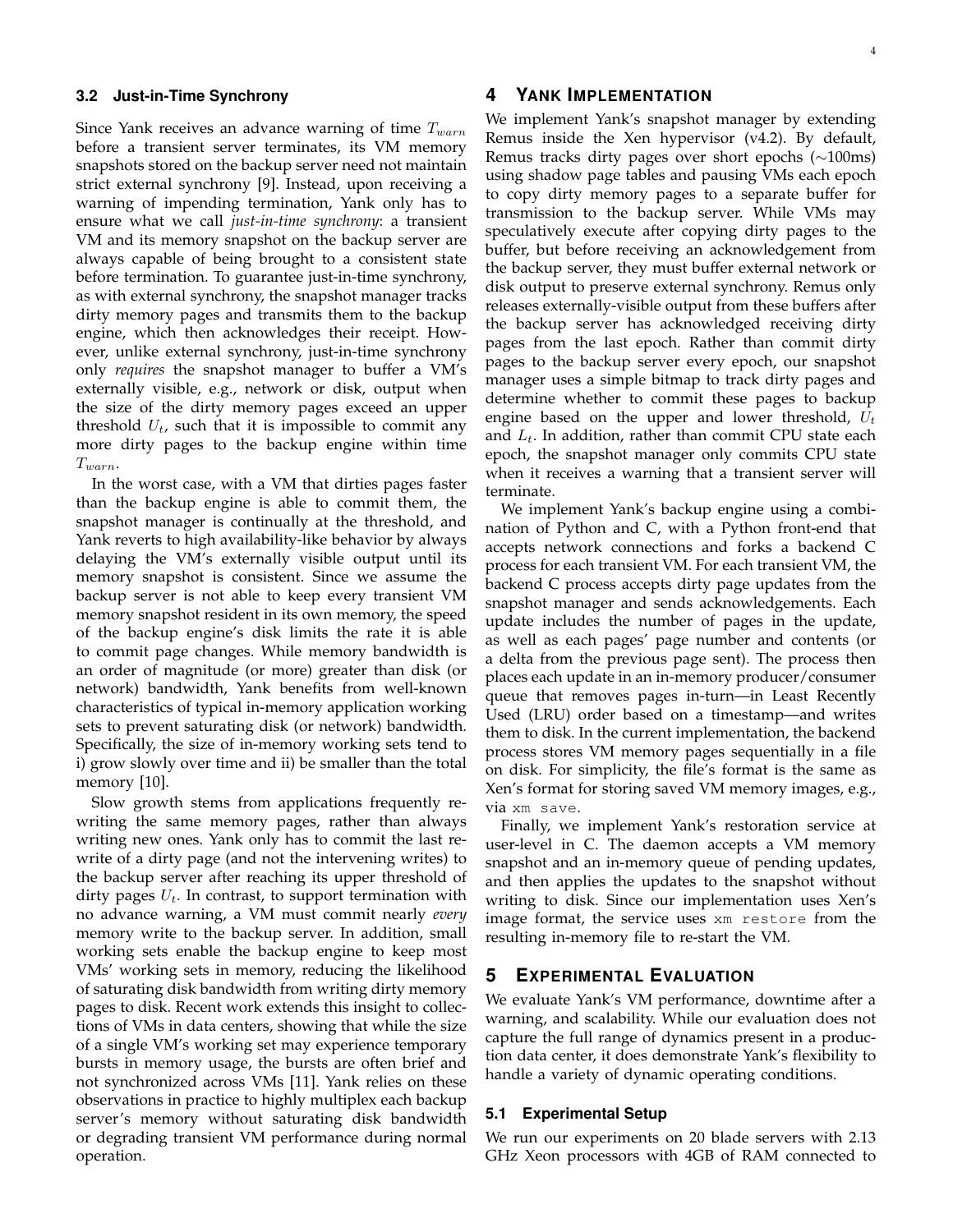### 3.2 Just-in-Time Synchrony

Since Yank receives an advance warning of time $T_{warn}$ before a transient server terminates, its VM memory snapshots stored on the backup server need not maintain strict external synchrony [9]. Instead, upon receiving a warning of impending termination, Yank only has to ensure what we call *just-in-time synchrony*: a transient VM and its memory snapshot on the backup server are always capable of being brought to a consistent state before termination. To guarantee just-in-time synchrony, as with external synchrony, the snapshot manager tracks dirty memory pages and transmits them to the backup engine, which then acknowledges their receipt. However, unlike external synchrony, just-in-time synchrony only *requires* the snapshot manager to buffer a VM's externally visible, e.g., network or disk, output when the size of the dirty memory pages exceed an upper threshold $U_t$, such that it is impossible to commit any more dirty pages to the backup engine within time $T_{warn}$.

In the worst case, with a VM that dirties pages faster than the backup engine is able to commit them, the snapshot manager is continually at the threshold, and Yank reverts to high availability-like behavior by always delaying the VM's externally visible output until its memory snapshot is consistent. Since we assume the backup server is not able to keep every transient VM memory snapshot resident in its own memory, the speed of the backup engine's disk limits the rate it is able to commit page changes. While memory bandwidth is an order of magnitude (or more) greater than disk (or network) bandwidth, Yank benefits from well-known characteristics of typical in-memory application working sets to prevent saturating disk (or network) bandwidth. Specifically, the size of in-memory working sets tend to i) grow slowly over time and ii) be smaller than the total memory [10].

Slow growth stems from applications frequently re-writing the same memory pages, rather than always writing new ones. Yank only has to commit the last re-write of a dirty page (and not the intervening writes) to the backup server after reaching its upper threshold of dirty pages $U_t$. In contrast, to support termination with no advance warning, a VM must commit nearly *every* memory write to the backup server. In addition, small working sets enable the backup engine to keep most VMs' working sets in memory, reducing the likelihood of saturating disk bandwidth from writing dirty memory pages to disk. Recent work extends this insight to collections of VMs in data centers, showing that while the size of a single VM's working set may experience temporary bursts in memory usage, the bursts are often brief and not synchronized across VMs [11]. Yank relies on these observations in practice to highly multiplex each backup server's memory without saturating disk bandwidth or degrading transient VM performance during normal operation.

## 4 Yank Implementation

We implement Yank's snapshot manager by extending Remus inside the Xen hypervisor (v4.2). By default, Remus tracks dirty pages over short epochs (~100ms) using shadow page tables and pausing VMs each epoch to copy dirty memory pages to a separate buffer for transmission to the backup server. While VMs may speculatively execute after copying dirty pages to the buffer, but before receiving an acknowledgement from the backup server, they must buffer external network or disk output to preserve external synchrony. Remus only releases externally-visible output from these buffers after the backup server has acknowledged receiving dirty pages from the last epoch. Rather than commit dirty pages to the backup server every epoch, our snapshot manager uses a simple bitmap to track dirty pages and determine whether to commit these pages to backup engine based on the upper and lower threshold, $U_t$ and $L_t$. In addition, rather than commit CPU state each epoch, the snapshot manager only commits CPU state when it receives a warning that a transient server will terminate.

We implement Yank's backup engine using a combination of Python and C, with a Python front-end that accepts network connections and forks a backend C process for each transient VM. For each transient VM, the backend C process accepts dirty page updates from the snapshot manager and sends acknowledgements. Each update includes the number of pages in the update, as well as each pages' page number and contents (or a delta from the previous page sent). The process then places each update in an in-memory producer/consumer queue that removes pages in-turn—in Least Recently Used (LRU) order based on a timestamp—and writes them to disk. In the current implementation, the backend process stores VM memory pages sequentially in a file on disk. For simplicity, the file's format is the same as Xen's format for storing saved VM memory images, e.g., via `xm save`.

Finally, we implement Yank's restoration service at user-level in C. The daemon accepts a VM memory snapshot and an in-memory queue of pending updates, and then applies the updates to the snapshot without writing to disk. Since our implementation uses Xen's image format, the service uses `xm restore` from the resulting in-memory file to re-start the VM.

## 5 Experimental Evaluation

We evaluate Yank's VM performance, downtime after a warning, and scalability. While our evaluation does not capture the full range of dynamics present in a production data center, it does demonstrate Yank's flexibility to handle a variety of dynamic operating conditions.

### 5.1 Experimental Setup

We run our experiments on 20 blade servers with 2.13 GHz Xeon processors with 4GB of RAM connected to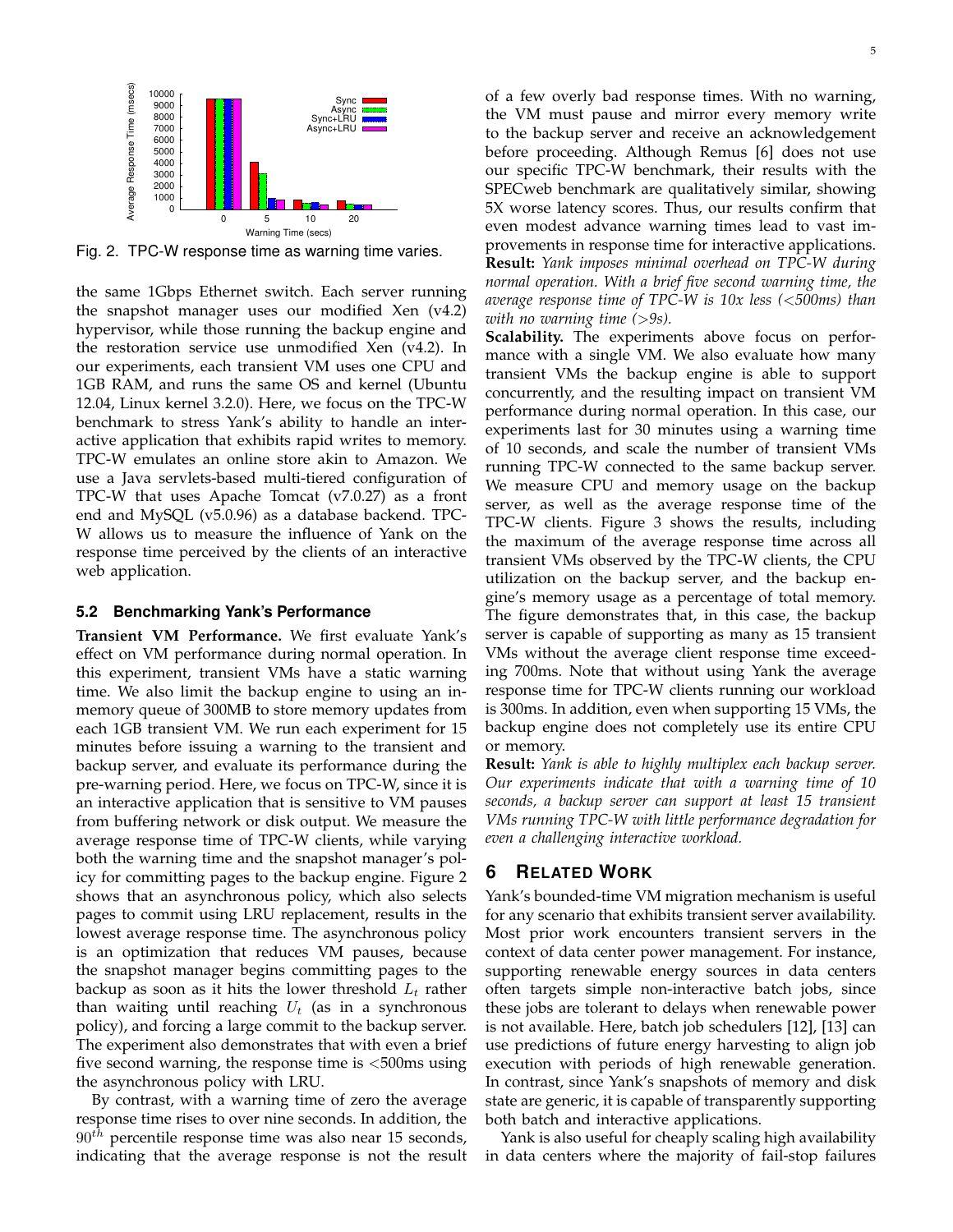Fig. 2. TPC-W response time as warning time varies.

the same 1Gbps Ethernet switch. Each server running the snapshot manager uses our modified Xen (v4.2) hypervisor, while those running the backup engine and the restoration service use unmodified Xen (v4.2). In our experiments, each transient VM uses one CPU and 1GB RAM, and runs the same OS and kernel (Ubuntu 12.04, Linux kernel 3.2.0). Here, we focus on the TPC-W benchmark to stress Yank's ability to handle an interactive application that exhibits rapid writes to memory. TPC-W emulates an online store akin to Amazon. We use a Java servlets-based multi-tiered configuration of TPC-W that uses Apache Tomcat (v7.0.27) as a front end and MySQL (v5.0.96) as a database backend. TPC-W allows us to measure the influence of Yank on the response time perceived by the clients of an interactive web application.

### 5.2 Benchmarking Yank's Performance

**Transient VM Performance.** We first evaluate Yank's effect on VM performance during normal operation. In this experiment, transient VMs have a static warning time. We also limit the backup engine to using an in-memory queue of 300MB to store memory updates from each 1GB transient VM. We run each experiment for 15 minutes before issuing a warning to the transient and backup server, and evaluate its performance during the pre-warning period. Here, we focus on TPC-W, since it is an interactive application that is sensitive to VM pauses from buffering network or disk output. We measure the average response time of TPC-W clients, while varying both the warning time and the snapshot manager's policy for committing pages to the backup engine. Figure 2 shows that an asynchronous policy, which also selects pages to commit using LRU replacement, results in the lowest average response time. The asynchronous policy is an optimization that reduces VM pauses, because the snapshot manager begins committing pages to the backup as soon as it hits the lower threshold $L_t$ rather than waiting until reaching $U_t$ (as in a synchronous policy), and forcing a large commit to the backup server. The experiment also demonstrates that with even a brief five second warning, the response time is <500ms using the asynchronous policy with LRU.

By contrast, with a warning time of zero the average response time rises to over nine seconds. In addition, the $90^{th}$ percentile response time was also near 15 seconds, indicating that the average response is not the result of a few overly bad response times. With no warning, the VM must pause and mirror every memory write to the backup server and receive an acknowledgement before proceeding. Although Remus [6] does not use our specific TPC-W benchmark, their results with the SPECweb benchmark are qualitatively similar, showing 5X worse latency scores. Thus, our results confirm that even modest advance warning times lead to vast improvements in response time for interactive applications.

**Result:** *Yank imposes minimal overhead on TPC-W during normal operation. With a brief five second warning time, the average response time of TPC-W is 10x less (<500ms) than with no warning time (>9s).*

**Scalability.** The experiments above focus on performance with a single VM. We also evaluate how many transient VMs the backup engine is able to support concurrently, and the resulting impact on transient VM performance during normal operation. In this case, our experiments last for 30 minutes using a warning time of 10 seconds, and scale the number of transient VMs running TPC-W connected to the same backup server. We measure CPU and memory usage on the backup server, as well as the average response time of the TPC-W clients. Figure 3 shows the results, including the maximum of the average response time across all transient VMs observed by the TPC-W clients, the CPU utilization on the backup server, and the backup engine's memory usage as a percentage of total memory. The figure demonstrates that, in this case, the backup server is capable of supporting as many as 15 transient VMs without the average client response time exceeding 700ms. Note that without using Yank the average response time for TPC-W clients running our workload is 300ms. In addition, even when supporting 15 VMs, the backup engine does not completely use its entire CPU or memory.

**Result:** *Yank is able to highly multiplex each backup server. Our experiments indicate that with a warning time of 10 seconds, a backup server can support at least 15 transient VMs running TPC-W with little performance degradation for even a challenging interactive workload.*

## 6 Related Work

Yank's bounded-time VM migration mechanism is useful for any scenario that exhibits transient server availability. Most prior work encounters transient servers in the context of data center power management. For instance, supporting renewable energy sources in data centers often targets simple non-interactive batch jobs, since these jobs are tolerant to delays when renewable power is not available. Here, batch job schedulers [12], [13] can use predictions of future energy harvesting to align job execution with periods of high renewable generation. In contrast, since Yank's snapshots of memory and disk state are generic, it is capable of transparently supporting both batch and interactive applications.

Yank is also useful for cheaply scaling high availability in data centers where the majority of fail-stop failures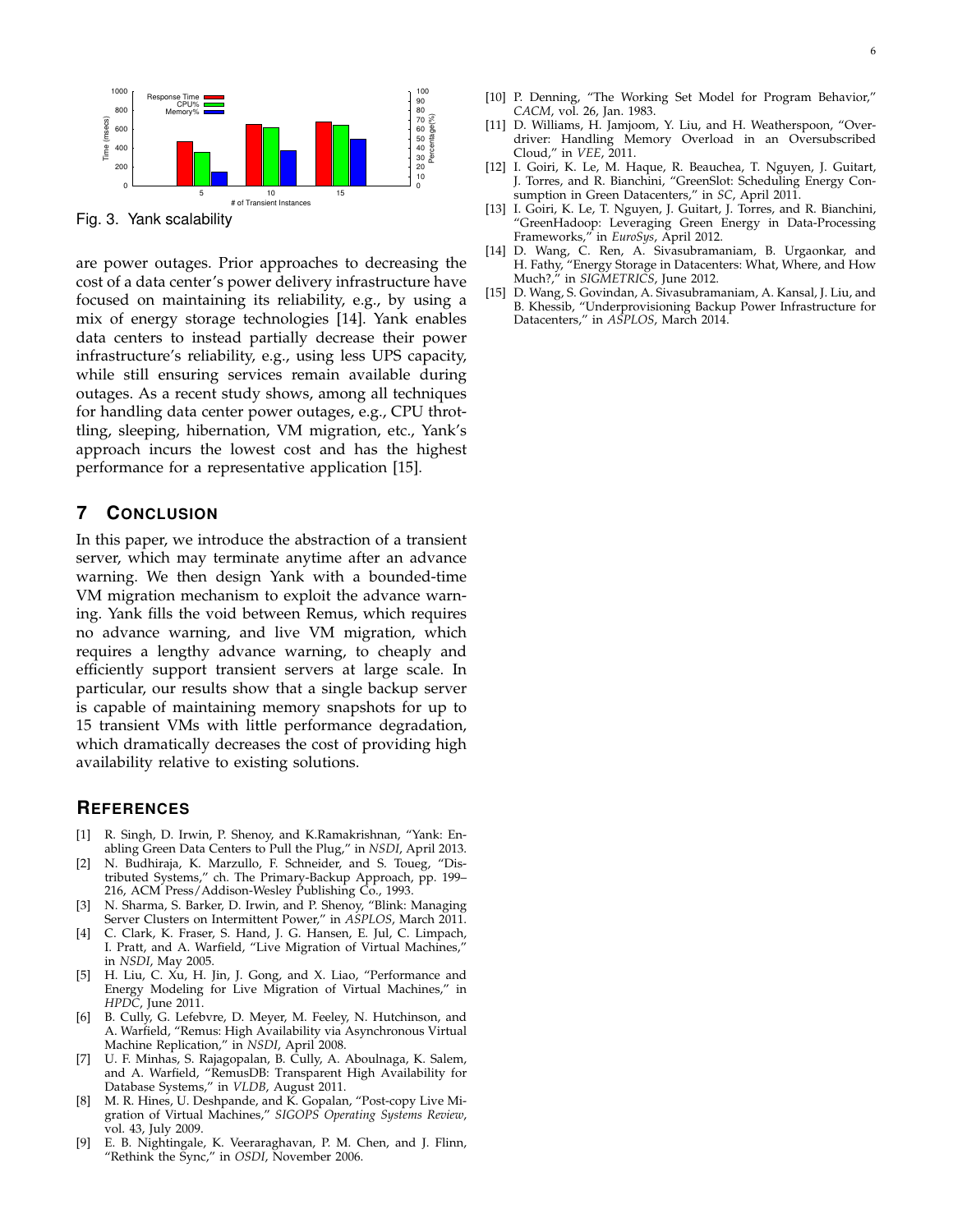1000
800
600
400
200
0

Time (msecs)

Response Time
CPU%
Memory%

100
90
80
70
60
50
40
30
20
10
0

Percentage(%)

5
10
15

# of Transient Instances

Fig. 3. Yank scalability

are power outages. Prior approaches to decreasing the cost of a data center's power delivery infrastructure have focused on maintaining its reliability, e.g., by using a mix of energy storage technologies [14]. Yank enables data centers to instead partially decrease their power infrastructure's reliability, e.g., using less UPS capacity, while still ensuring services remain available during outages. As a recent study shows, among all techniques for handling data center power outages, e.g., CPU throttling, sleeping, hibernation, VM migration, etc., Yank's approach incurs the lowest cost and has the highest performance for a representative application [15].

## 7 Conclusion

In this paper, we introduce the abstraction of a transient server, which may terminate anytime after an advance warning. We then design Yank with a bounded-time VM migration mechanism to exploit the advance warning. Yank fills the void between Remus, which requires no advance warning, and live VM migration, which requires a lengthy advance warning, to cheaply and efficiently support transient servers at large scale. In particular, our results show that a single backup server is capable of maintaining memory snapshots for up to 15 transient VMs with little performance degradation, which dramatically decreases the cost of providing high availability relative to existing solutions.

## References

[1] R. Singh, D. Irwin, P. Shenoy, and K.Ramakrishnan, "Yank: Enabling Green Data Centers to Pull the Plug," in *NSDI*, April 2013.

[2] N. Budhiraja, K. Marzullo, F. Schneider, and S. Toueg, "Distributed Systems," ch. The Primary-Backup Approach, pp. 199–216, ACM Press/Addison-Wesley Publishing Co., 1993.

[3] N. Sharma, S. Barker, D. Irwin, and P. Shenoy, "Blink: Managing Server Clusters on Intermittent Power," in *ASPLOS*, March 2011.

[4] C. Clark, K. Fraser, S. Hand, J. G. Hansen, E. Jul, C. Limpach, I. Pratt, and A. Warfield, "Live Migration of Virtual Machines," in *NSDI*, May 2005.

[5] H. Liu, C. Xu, H. Jin, J. Gong, and X. Liao, "Performance and Energy Modeling for Live Migration of Virtual Machines," in *HPDC*, June 2011.

[6] B. Cully, G. Lefebvre, D. Meyer, M. Feeley, N. Hutchinson, and A. Warfield, "Remus: High Availability via Asynchronous Virtual Machine Replication," in *NSDI*, April 2008.

[7] U. F. Minhas, S. Rajagopalan, B. Cully, A. Aboulnaga, K. Salem, and A. Warfield, "RemusDB: Transparent High Availability for Database Systems," in *VLDB*, August 2011.

[8] M. R. Hines, U. Deshpande, and K. Gopalan, "Post-copy Live Migration of Virtual Machines," *SIGOPS Operating Systems Review*, vol. 43, July 2009.

[9] E. B. Nightingale, K. Veeraraghavan, P. M. Chen, and J. Flinn, "Rethink the Sync," in *OSDI*, November 2006.

[10] P. Denning, "The Working Set Model for Program Behavior," *CACM*, vol. 26, Jan. 1983.

[11] D. Williams, H. Jamjoom, Y. Liu, and H. Weatherspoon, "Overdriver: Handling Memory Overload in an Oversubscribed Cloud," in *VEE*, 2011.

[12] I. Goiri, K. Le, M. Haque, R. Beauchea, T. Nguyen, J. Guitart, J. Torres, and R. Bianchini, "GreenSlot: Scheduling Energy Consumption in Green Datacenters," in *SC*, April 2011.

[13] I. Goiri, K. Le, T. Nguyen, J. Guitart, J. Torres, and R. Bianchini, "GreenHadoop: Leveraging Green Energy in Data-Processing Frameworks," in *EuroSys*, April 2012.

[14] D. Wang, C. Ren, A. Sivasubramaniam, B. Urgaonkar, and H. Fathy, "Energy Storage in Datacenters: What, Where, and How Much?," in *SIGMETRICS*, June 2012.

[15] D. Wang, S. Govindan, A. Sivasubramaniam, A. Kansal, J. Liu, and B. Khessib, "Underprovisioning Backup Power Infrastructure for Datacenters," in *ASPLOS*, March 2014.